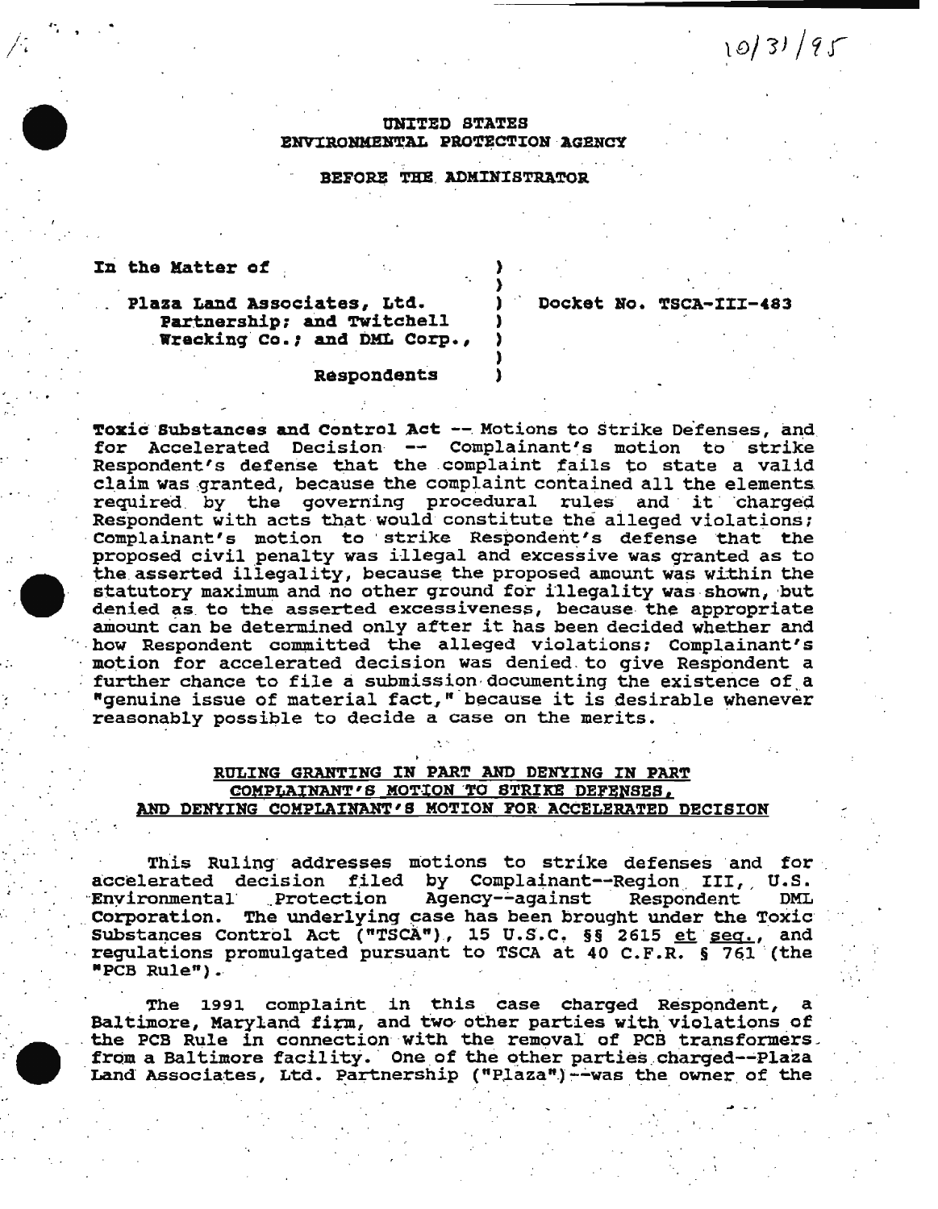10/31/95

UNITED STATES
ENVIRONMENTAL PROTECTION AGENCY

BEFORE THE ADMINISTRATOR

In the Matter of

Plaza Land Associates, Ltd. Partnership; and Twitchell Wrecking Co.; and DML Corp.,

Respondents

Docket No. TSCA-III-483

**Toxic Substances and Control Act** -- Motions to Strike Defenses, and for Accelerated Decision -- Complainant's motion to strike Respondent's defense that the complaint fails to state a valid claim was granted, because the complaint contained all the elements required by the governing procedural rules and it charged Respondent with acts that would constitute the alleged violations; Complainant's motion to strike Respondent's defense that the proposed civil penalty was illegal and excessive was granted as to the asserted illegality, because the proposed amount was within the statutory maximum and no other ground for illegality was shown, but denied as to the asserted excessiveness, because the appropriate amount can be determined only after it has been decided whether and how Respondent committed the alleged violations; Complainant's motion for accelerated decision was denied to give Respondent a further chance to file a submission documenting the existence of a "genuine issue of material fact," because it is desirable whenever reasonably possible to decide a case on the merits.

## RULING GRANTING IN PART AND DENYING IN PART COMPLAINANT'S MOTION TO STRIKE DEFENSES, AND DENYING COMPLAINANT'S MOTION FOR ACCELERATED DECISION

This Ruling addresses motions to strike defenses and for accelerated decision filed by Complainant--Region III, U.S. Environmental Protection Agency--against Respondent DML Corporation. The underlying case has been brought under the Toxic Substances Control Act ("TSCA"), 15 U.S.C. §§ 2615 et seq., and regulations promulgated pursuant to TSCA at 40 C.F.R. § 761 (the "PCB Rule").

The 1991 complaint in this case charged Respondent, a Baltimore, Maryland firm, and two other parties with violations of the PCB Rule in connection with the removal of PCB transformers from a Baltimore facility. One of the other parties charged--Plaza Land Associates, Ltd. Partnership ("Plaza")--was the owner of the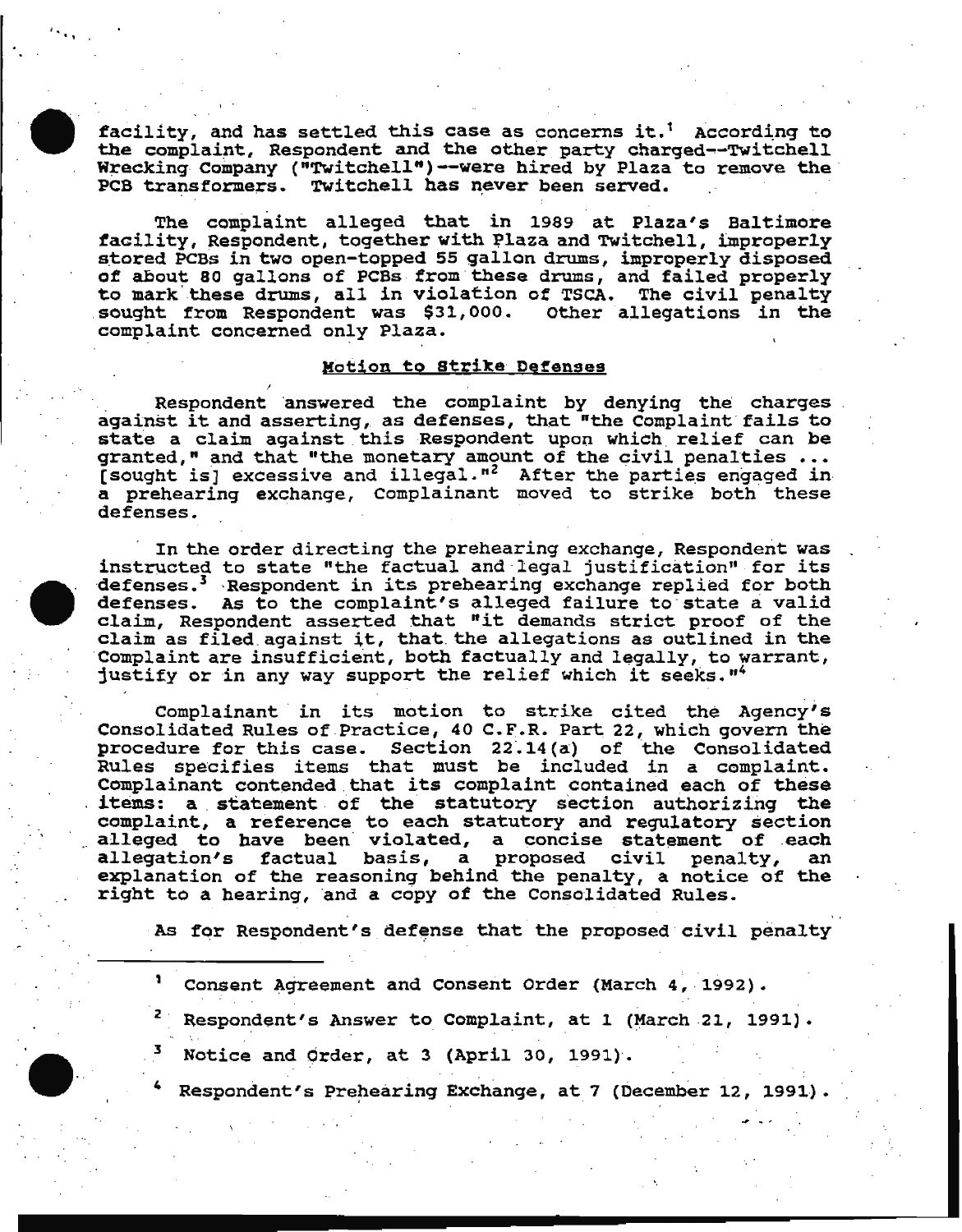facility, and has settled this case as concerns it.[1] According to the complaint, Respondent and the other party charged--Twitchell Wrecking Company ("Twitchell")--were hired by Plaza to remove the PCB transformers. Twitchell has never been served.

The complaint alleged that in 1989 at Plaza's Baltimore facility, Respondent, together with Plaza and Twitchell, improperly stored PCBs in two open-topped 55 gallon drums, improperly disposed of about 80 gallons of PCBs from these drums, and failed properly to mark these drums, all in violation of TSCA. The civil penalty sought from Respondent was $31,000. Other allegations in the complaint concerned only Plaza.

## Motion to Strike Defenses

Respondent answered the complaint by denying the charges against it and asserting, as defenses, that "the Complaint fails to state a claim against this Respondent upon which relief can be granted," and that "the monetary amount of the civil penalties ... [sought is] excessive and illegal."[2] After the parties engaged in a prehearing exchange, Complainant moved to strike both these defenses.

In the order directing the prehearing exchange, Respondent was instructed to state "the factual and legal justification" for its defenses.[3] Respondent in its prehearing exchange replied for both defenses. As to the complaint's alleged failure to state a valid claim, Respondent asserted that "it demands strict proof of the claim as filed against it, that the allegations as outlined in the Complaint are insufficient, both factually and legally, to warrant, justify or in any way support the relief which it seeks."[4]

Complainant in its motion to strike cited the Agency's Consolidated Rules of Practice, 40 C.F.R. Part 22, which govern the procedure for this case. Section 22.14(a) of the Consolidated Rules specifies items that must be included in a complaint. Complainant contended that its complaint contained each of these items: a statement of the statutory section authorizing the complaint, a reference to each statutory and regulatory section alleged to have been violated, a concise statement of each allegation's factual basis, a proposed civil penalty, an explanation of the reasoning behind the penalty, a notice of the right to a hearing, and a copy of the Consolidated Rules.

As for Respondent's defense that the proposed civil penalty

---

[1] Consent Agreement and Consent Order (March 4, 1992).

[2] Respondent's Answer to Complaint, at 1 (March 21, 1991).

[3] Notice and Order, at 3 (April 30, 1991).

[4] Respondent's Prehearing Exchange, at 7 (December 12, 1991).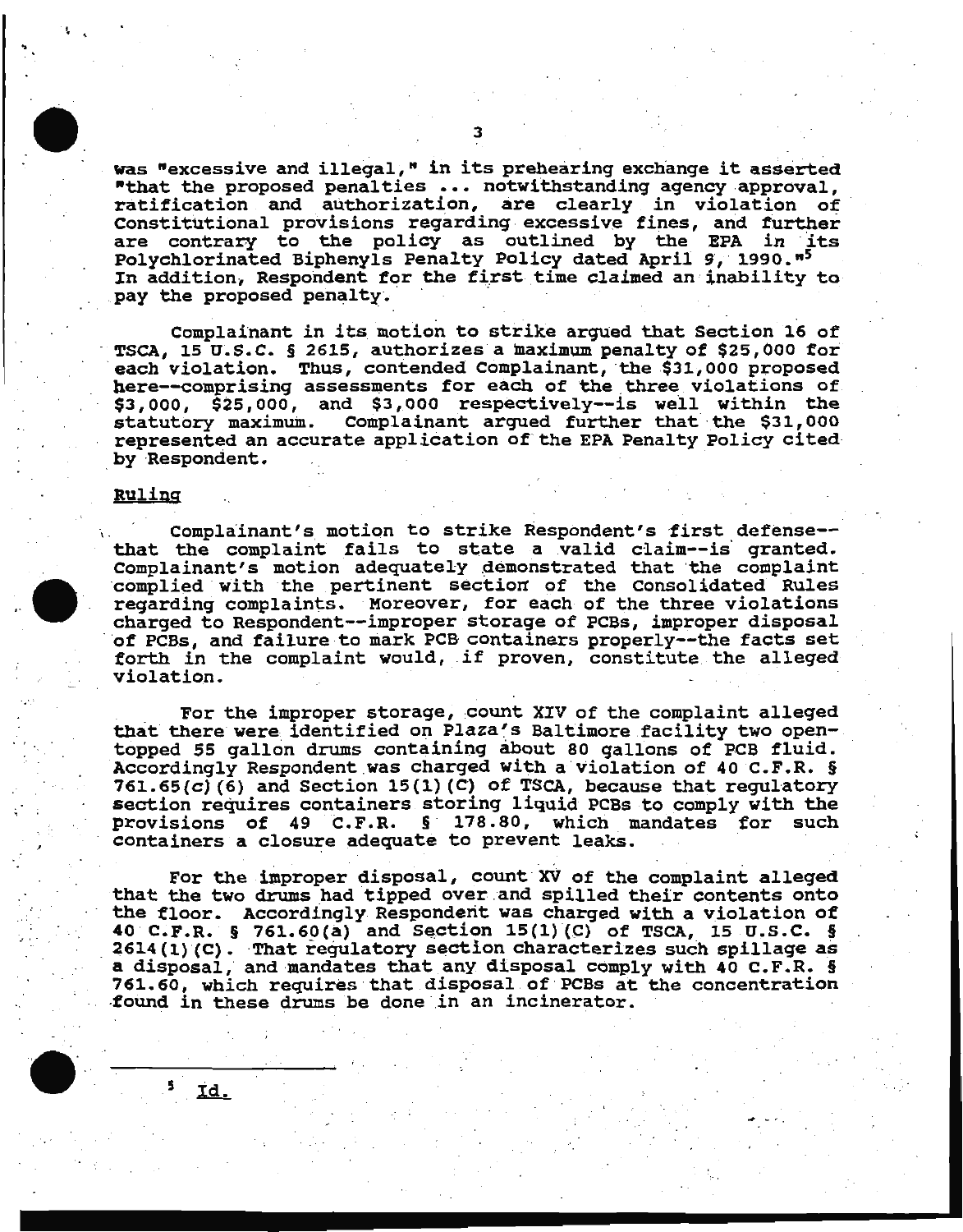was "excessive and illegal," in its prehearing exchange it asserted "that the proposed penalties ... notwithstanding agency approval, ratification and authorization, are clearly in violation of Constitutional provisions regarding excessive fines, and further are contrary to the policy as outlined by the EPA in its Polychlorinated Biphenyls Penalty Policy dated April 9, 1990."[5] In addition, Respondent for the first time claimed an inability to pay the proposed penalty.

Complainant in its motion to strike argued that Section 16 of TSCA, 15 U.S.C. § 2615, authorizes a maximum penalty of $25,000 for each violation. Thus, contended Complainant, the $31,000 proposed here--comprising assessments for each of the three violations of $3,000, $25,000, and $3,000 respectively--is well within the statutory maximum. Complainant argued further that the $31,000 represented an accurate application of the EPA Penalty Policy cited by Respondent.

__Ruling__

Complainant's motion to strike Respondent's first defense--that the complaint fails to state a valid claim--is granted. Complainant's motion adequately demonstrated that the complaint complied with the pertinent section of the Consolidated Rules regarding complaints. Moreover, for each of the three violations charged to Respondent--improper storage of PCBs, improper disposal of PCBs, and failure to mark PCB containers properly--the facts set forth in the complaint would, if proven, constitute the alleged violation.

For the improper storage, count XIV of the complaint alleged that there were identified on Plaza's Baltimore facility two open-topped 55 gallon drums containing about 80 gallons of PCB fluid. Accordingly Respondent was charged with a violation of 40 C.F.R. § 761.65(c)(6) and Section 15(1)(C) of TSCA, because that regulatory section requires containers storing liquid PCBs to comply with the provisions of 49 C.F.R. § 178.80, which mandates for such containers a closure adequate to prevent leaks.

For the improper disposal, count XV of the complaint alleged that the two drums had tipped over and spilled their contents onto the floor. Accordingly Respondent was charged with a violation of 40 C.F.R. § 761.60(a) and Section 15(1)(C) of TSCA, 15 U.S.C. § 2614(1)(C). That regulatory section characterizes such spillage as a disposal, and mandates that any disposal comply with 40 C.F.R. § 761.60, which requires that disposal of PCBs at the concentration found in these drums be done in an incinerator.

---

[5] Id.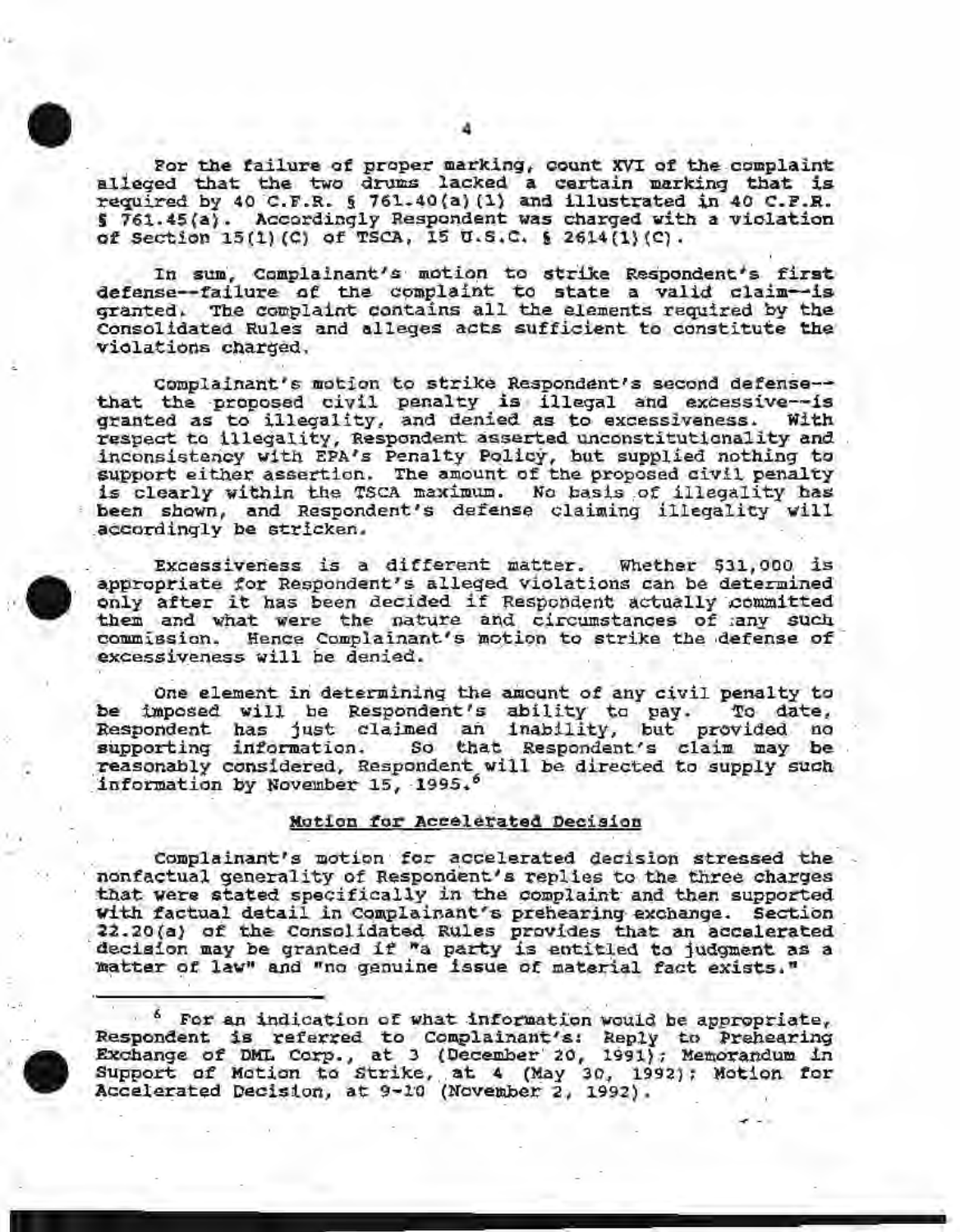For the failure of proper marking, count XVI of the complaint alleged that the two drums lacked a certain marking that is required by 40 C.F.R. § 761.40(a)(1) and illustrated in 40 C.F.R. § 761.45(a). Accordingly Respondent was charged with a violation of Section 15(1)(C) of TSCA, 15 U.S.C. § 2614(1)(C).

In sum, Complainant's motion to strike Respondent's first defense--failure of the complaint to state a valid claim--is granted. The complaint contains all the elements required by the Consolidated Rules and alleges acts sufficient to constitute the violations charged.

Complainant's motion to strike Respondent's second defense--that the proposed civil penalty is illegal and excessive--is granted as to illegality, and denied as to excessiveness. With respect to illegality, Respondent asserted unconstitutionality and inconsistency with EPA's Penalty Policy, but supplied nothing to support either assertion. The amount of the proposed civil penalty is clearly within the TSCA maximum. No basis of illegality has been shown, and Respondent's defense claiming illegality will accordingly be stricken.

Excessiveness is a different matter. Whether $31,000 is appropriate for Respondent's alleged violations can be determined only after it has been decided if Respondent actually committed them and what were the nature and circumstances of any such commission. Hence Complainant's motion to strike the defense of excessiveness will be denied.

One element in determining the amount of any civil penalty to be imposed will be Respondent's ability to pay. To date, Respondent has just claimed an inability, but provided no supporting information. So that Respondent's claim may be reasonably considered, Respondent will be directed to supply such information by November 15, 1995.[6]

## Motion for Accelerated Decision

Complainant's motion for accelerated decision stressed the nonfactual generality of Respondent's replies to the three charges that were stated specifically in the complaint and then supported with factual detail in Complainant's prehearing exchange. Section 22.20(a) of the Consolidated Rules provides that an accelerated decision may be granted if "a party is entitled to judgment as a matter of law" and "no genuine issue of material fact exists."

---

[6] For an indication of what information would be appropriate, Respondent is referred to Complainant's: Reply to Prehearing Exchange of DML Corp., at 3 (December 20, 1991); Memorandum in Support of Motion to Strike, at 4 (May 30, 1992); Motion for Accelerated Decision, at 9-10 (November 2, 1992).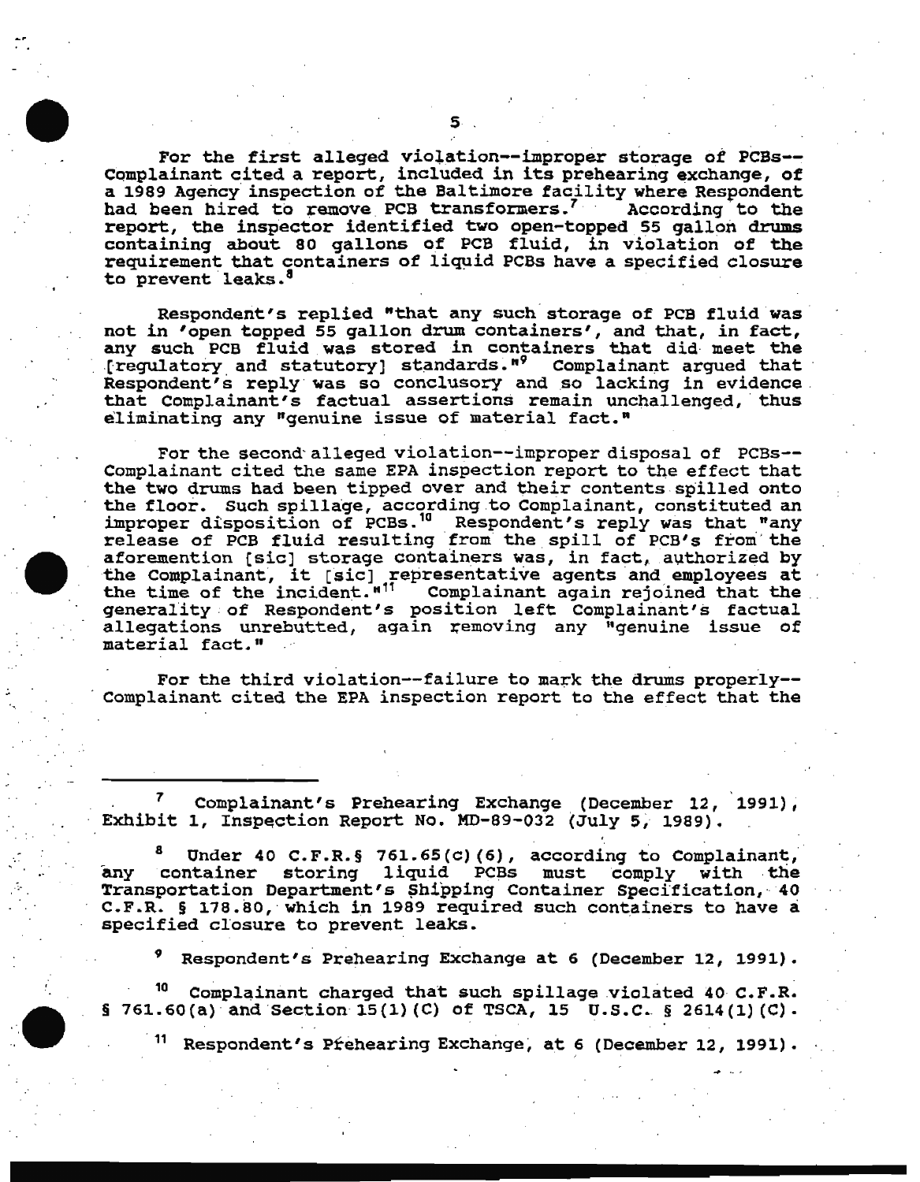For the first alleged violation--improper storage of PCBs--Complainant cited a report, included in its prehearing exchange, of a 1989 Agency inspection of the Baltimore facility where Respondent had been hired to remove PCB transformers.[7] According to the report, the inspector identified two open-topped 55 gallon drums containing about 80 gallons of PCB fluid, in violation of the requirement that containers of liquid PCBs have a specified closure to prevent leaks.[8]

Respondent's replied "that any such storage of PCB fluid was not in 'open topped 55 gallon drum containers', and that, in fact, any such PCB fluid was stored in containers that did meet the [regulatory and statutory] standards."[9] Complainant argued that Respondent's reply was so conclusory and so lacking in evidence that Complainant's factual assertions remain unchallenged, thus eliminating any "genuine issue of material fact."

For the second alleged violation--improper disposal of PCBs--Complainant cited the same EPA inspection report to the effect that the two drums had been tipped over and their contents spilled onto the floor. Such spillage, according to Complainant, constituted an improper disposition of PCBs.[10] Respondent's reply was that "any release of PCB fluid resulting from the spill of PCB's from the aforemention [sic] storage containers was, in fact, authorized by the Complainant, it [sic] representative agents and employees at the time of the incident."[11] Complainant again rejoined that the generality of Respondent's position left Complainant's factual allegations unrebutted, again removing any "genuine issue of material fact."

For the third violation--failure to mark the drums properly--Complainant cited the EPA inspection report to the effect that the

---

[7] Complainant's Prehearing Exchange (December 12, 1991), Exhibit 1, Inspection Report No. MD-89-032 (July 5, 1989).

[8] Under 40 C.F.R.§ 761.65(c)(6), according to Complainant, any container storing liquid PCBs must comply with the Transportation Department's Shipping Container Specification, 40 C.F.R. § 178.80, which in 1989 required such containers to have a specified closure to prevent leaks.

[9] Respondent's Prehearing Exchange at 6 (December 12, 1991).

[10] Complainant charged that such spillage violated 40 C.F.R. § 761.60(a) and Section 15(1)(C) of TSCA, 15 U.S.C. § 2614(1)(C).

[11] Respondent's Prehearing Exchange, at 6 (December 12, 1991).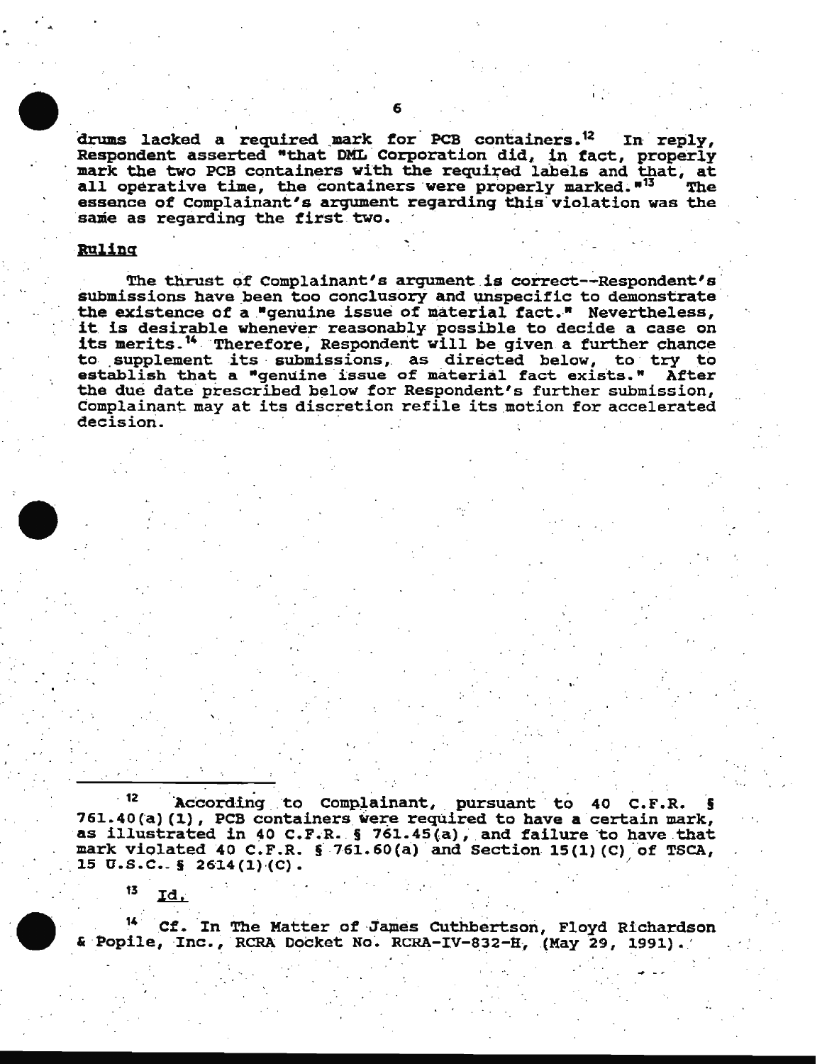drums lacked a required mark for PCB containers.[12] In reply, Respondent asserted "that DML Corporation did, in fact, properly mark the two PCB containers with the required labels and that, at all operative time, the containers were properly marked."[13] The essence of Complainant's argument regarding this violation was the same as regarding the first two.

**Ruling**

The thrust of Complainant's argument is correct--Respondent's submissions have been too conclusory and unspecific to demonstrate the existence of a "genuine issue of material fact." Nevertheless, it is desirable whenever reasonably possible to decide a case on its merits.[14] Therefore, Respondent will be given a further chance to supplement its submissions, as directed below, to try to establish that a "genuine issue of material fact exists." After the due date prescribed below for Respondent's further submission, Complainant may at its discretion refile its motion for accelerated decision.

---

[12] According to Complainant, pursuant to 40 C.F.R. § 761.40(a)(1), PCB containers were required to have a certain mark, as illustrated in 40 C.F.R. § 761.45(a), and failure to have that mark violated 40 C.F.R. § 761.60(a) and Section 15(1)(C) of TSCA, 15 U.S.C. § 2614(1)(C).

[13] Id.

[14] Cf. In The Matter of James Cuthbertson, Floyd Richardson & Popile, Inc., RCRA Docket No. RCRA-IV-832-H, (May 29, 1991).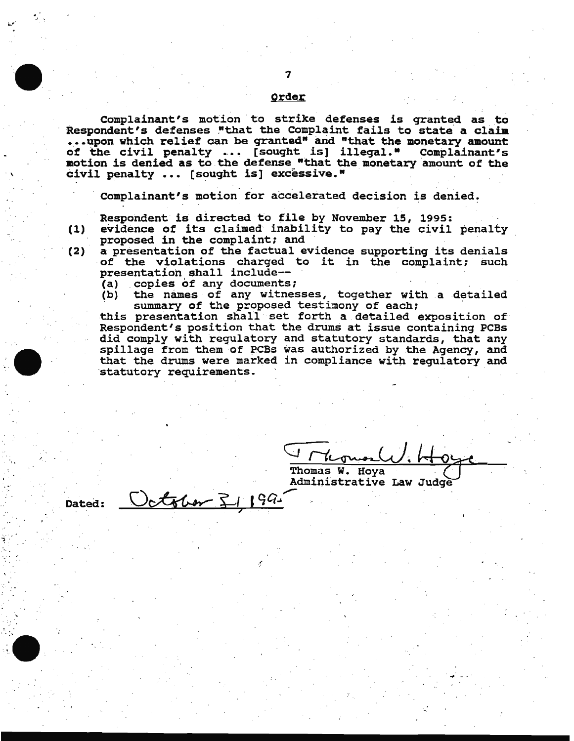## Order

Complainant's motion to strike defenses is granted as to Respondent's defenses "that the Complaint fails to state a claim ...upon which relief can be granted" and "that the monetary amount of the civil penalty ... [sought is] illegal." Complainant's motion is denied as to the defense "that the monetary amount of the civil penalty ... [sought is] excessive."

Complainant's motion for accelerated decision is denied.

Respondent is directed to file by November 15, 1995:

(1) evidence of its claimed inability to pay the civil penalty proposed in the complaint; and

(2) a presentation of the factual evidence supporting its denials of the violations charged to it in the complaint; such presentation shall include--
   (a) copies of any documents;
   (b) the names of any witnesses, together with a detailed summary of the proposed testimony of each;

this presentation shall set forth a detailed exposition of Respondent's position that the drums at issue containing PCBs did comply with regulatory and statutory standards, that any spillage from them of PCBs was authorized by the Agency, and that the drums were marked in compliance with regulatory and statutory requirements.

Thomas W. Hoya
Administrative Law Judge

Dated: October 31, 1995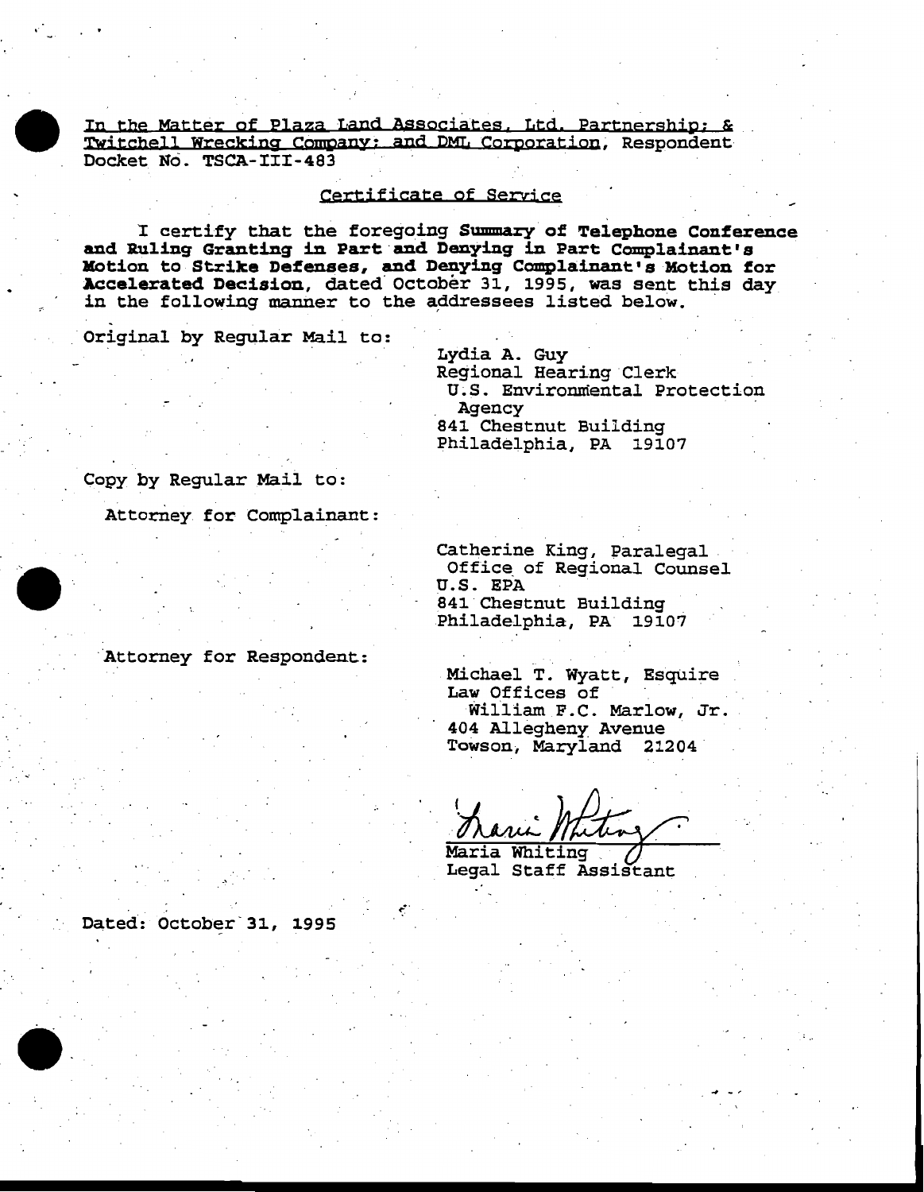In the Matter of Plaza Land Associates, Ltd. Partnership; & Twitchell Wrecking Company; and DML Corporation, Respondent
Docket No. TSCA-III-483

## Certificate of Service

I certify that the foregoing **Summary of Telephone Conference and Ruling Granting in Part and Denying in Part Complainant's Motion to Strike Defenses, and Denying Complainant's Motion for Accelerated Decision**, dated October 31, 1995, was sent this day in the following manner to the addressees listed below.

Original by Regular Mail to:

Lydia A. Guy
Regional Hearing Clerk
U.S. Environmental Protection Agency
841 Chestnut Building
Philadelphia, PA 19107

Copy by Regular Mail to:

Attorney for Complainant:

Catherine King, Paralegal
Office of Regional Counsel
U.S. EPA
841 Chestnut Building
Philadelphia, PA 19107

Attorney for Respondent:

Michael T. Wyatt, Esquire
Law Offices of
William F.C. Marlow, Jr.
404 Allegheny Avenue
Towson, Maryland 21204

Maria Whiting
Legal Staff Assistant

Dated: October 31, 1995